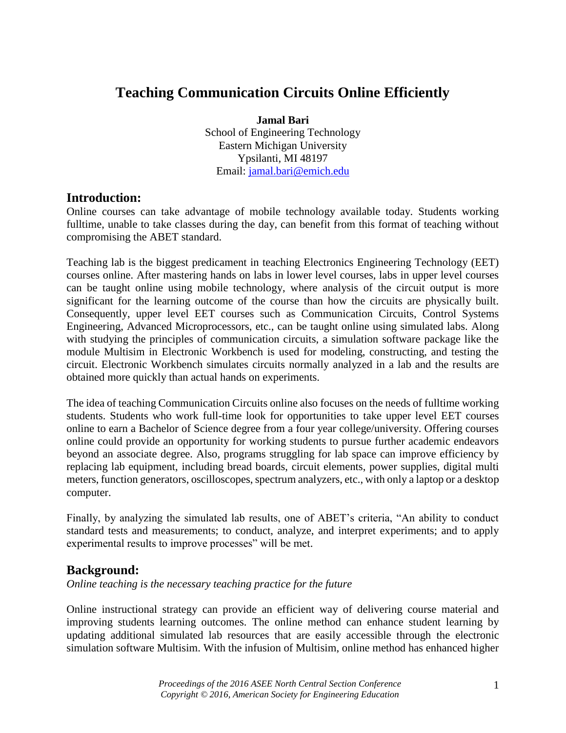# Teaching Communication Circuits Online Efficiently

**Jamal Bari**
School of Engineering Technology
Eastern Michigan University
Ypsilanti, MI 48197
Email: jamal.bari@emich.edu

## Introduction:

Online courses can take advantage of mobile technology available today. Students working fulltime, unable to take classes during the day, can benefit from this format of teaching without compromising the ABET standard.

Teaching lab is the biggest predicament in teaching Electronics Engineering Technology (EET) courses online. After mastering hands on labs in lower level courses, labs in upper level courses can be taught online using mobile technology, where analysis of the circuit output is more significant for the learning outcome of the course than how the circuits are physically built. Consequently, upper level EET courses such as Communication Circuits, Control Systems Engineering, Advanced Microprocessors, etc., can be taught online using simulated labs. Along with studying the principles of communication circuits, a simulation software package like the module Multisim in Electronic Workbench is used for modeling, constructing, and testing the circuit. Electronic Workbench simulates circuits normally analyzed in a lab and the results are obtained more quickly than actual hands on experiments.

The idea of teaching Communication Circuits online also focuses on the needs of fulltime working students. Students who work full-time look for opportunities to take upper level EET courses online to earn a Bachelor of Science degree from a four year college/university. Offering courses online could provide an opportunity for working students to pursue further academic endeavors beyond an associate degree. Also, programs struggling for lab space can improve efficiency by replacing lab equipment, including bread boards, circuit elements, power supplies, digital multi meters, function generators, oscilloscopes, spectrum analyzers, etc., with only a laptop or a desktop computer.

Finally, by analyzing the simulated lab results, one of ABET's criteria, "An ability to conduct standard tests and measurements; to conduct, analyze, and interpret experiments; and to apply experimental results to improve processes" will be met.

## Background:

*Online teaching is the necessary teaching practice for the future*

Online instructional strategy can provide an efficient way of delivering course material and improving students learning outcomes. The online method can enhance student learning by updating additional simulated lab resources that are easily accessible through the electronic simulation software Multisim. With the infusion of Multisim, online method has enhanced higher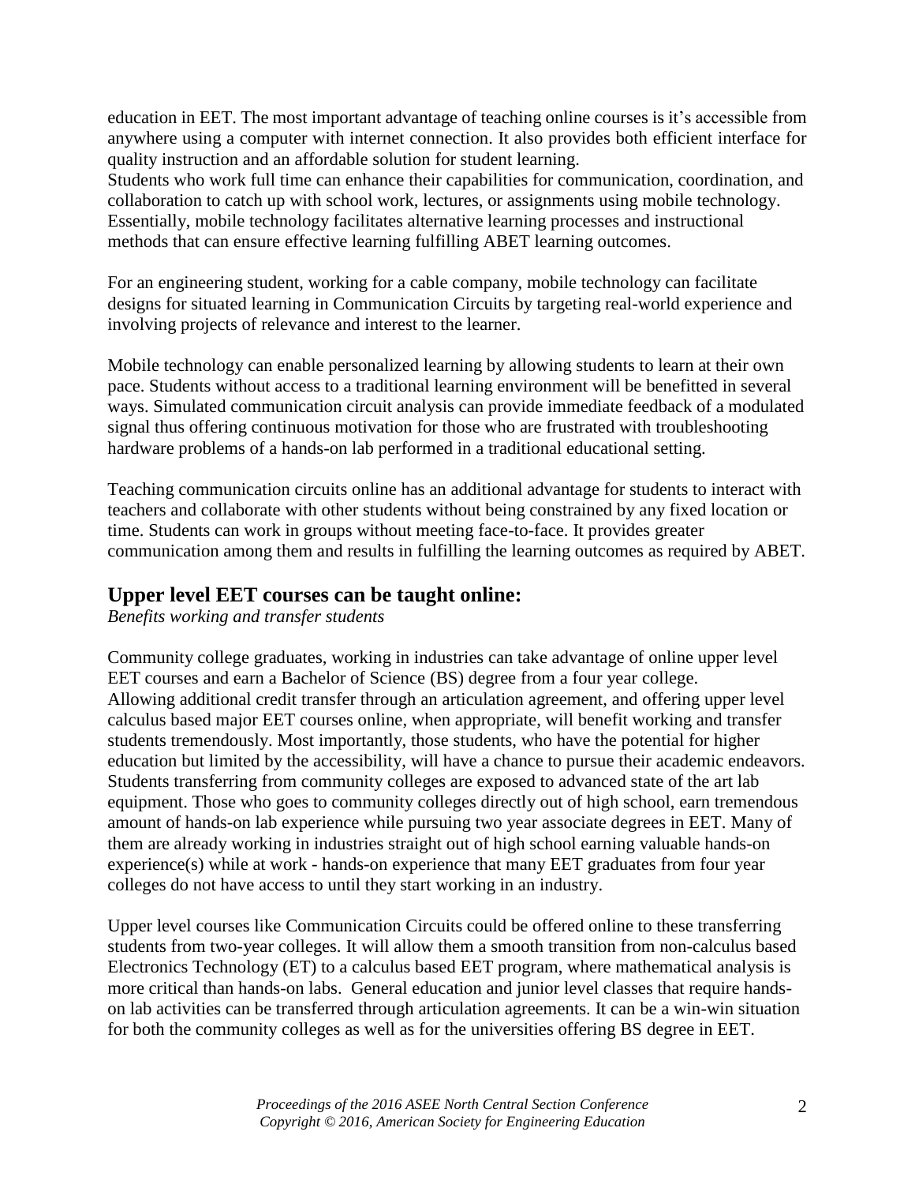education in EET. The most important advantage of teaching online courses is it's accessible from anywhere using a computer with internet connection. It also provides both efficient interface for quality instruction and an affordable solution for student learning.
Students who work full time can enhance their capabilities for communication, coordination, and collaboration to catch up with school work, lectures, or assignments using mobile technology. Essentially, mobile technology facilitates alternative learning processes and instructional methods that can ensure effective learning fulfilling ABET learning outcomes.

For an engineering student, working for a cable company, mobile technology can facilitate designs for situated learning in Communication Circuits by targeting real-world experience and involving projects of relevance and interest to the learner.

Mobile technology can enable personalized learning by allowing students to learn at their own pace. Students without access to a traditional learning environment will be benefitted in several ways. Simulated communication circuit analysis can provide immediate feedback of a modulated signal thus offering continuous motivation for those who are frustrated with troubleshooting hardware problems of a hands-on lab performed in a traditional educational setting.

Teaching communication circuits online has an additional advantage for students to interact with teachers and collaborate with other students without being constrained by any fixed location or time. Students can work in groups without meeting face-to-face. It provides greater communication among them and results in fulfilling the learning outcomes as required by ABET.

## Upper level EET courses can be taught online:

*Benefits working and transfer students*

Community college graduates, working in industries can take advantage of online upper level EET courses and earn a Bachelor of Science (BS) degree from a four year college.
Allowing additional credit transfer through an articulation agreement, and offering upper level calculus based major EET courses online, when appropriate, will benefit working and transfer students tremendously. Most importantly, those students, who have the potential for higher education but limited by the accessibility, will have a chance to pursue their academic endeavors. Students transferring from community colleges are exposed to advanced state of the art lab equipment. Those who goes to community colleges directly out of high school, earn tremendous amount of hands-on lab experience while pursuing two year associate degrees in EET. Many of them are already working in industries straight out of high school earning valuable hands-on experience(s) while at work - hands-on experience that many EET graduates from four year colleges do not have access to until they start working in an industry.

Upper level courses like Communication Circuits could be offered online to these transferring students from two-year colleges. It will allow them a smooth transition from non-calculus based Electronics Technology (ET) to a calculus based EET program, where mathematical analysis is more critical than hands-on labs. General education and junior level classes that require hands-on lab activities can be transferred through articulation agreements. It can be a win-win situation for both the community colleges as well as for the universities offering BS degree in EET.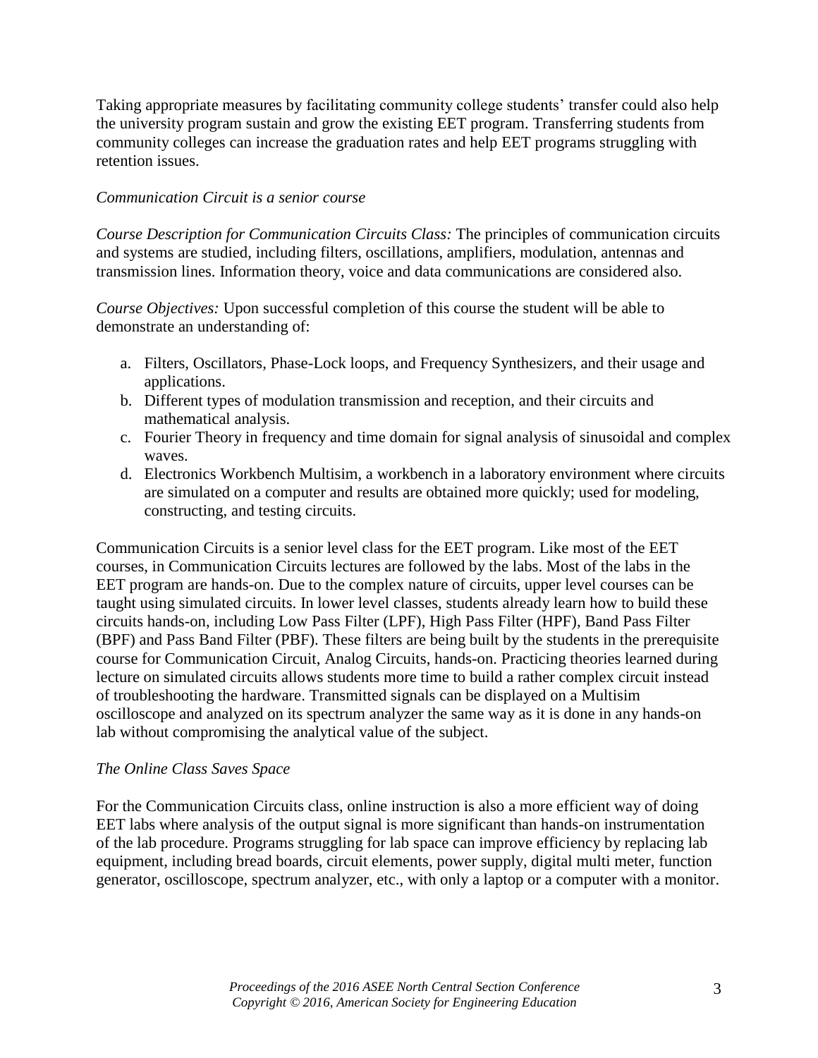Taking appropriate measures by facilitating community college students' transfer could also help the university program sustain and grow the existing EET program. Transferring students from community colleges can increase the graduation rates and help EET programs struggling with retention issues.

*Communication Circuit is a senior course*

*Course Description for Communication Circuits Class:* The principles of communication circuits and systems are studied, including filters, oscillations, amplifiers, modulation, antennas and transmission lines. Information theory, voice and data communications are considered also.

*Course Objectives:* Upon successful completion of this course the student will be able to demonstrate an understanding of:

a. Filters, Oscillators, Phase-Lock loops, and Frequency Synthesizers, and their usage and applications.
b. Different types of modulation transmission and reception, and their circuits and mathematical analysis.
c. Fourier Theory in frequency and time domain for signal analysis of sinusoidal and complex waves.
d. Electronics Workbench Multisim, a workbench in a laboratory environment where circuits are simulated on a computer and results are obtained more quickly; used for modeling, constructing, and testing circuits.

Communication Circuits is a senior level class for the EET program. Like most of the EET courses, in Communication Circuits lectures are followed by the labs. Most of the labs in the EET program are hands-on. Due to the complex nature of circuits, upper level courses can be taught using simulated circuits. In lower level classes, students already learn how to build these circuits hands-on, including Low Pass Filter (LPF), High Pass Filter (HPF), Band Pass Filter (BPF) and Pass Band Filter (PBF). These filters are being built by the students in the prerequisite course for Communication Circuit, Analog Circuits, hands-on. Practicing theories learned during lecture on simulated circuits allows students more time to build a rather complex circuit instead of troubleshooting the hardware. Transmitted signals can be displayed on a Multisim oscilloscope and analyzed on its spectrum analyzer the same way as it is done in any hands-on lab without compromising the analytical value of the subject.

*The Online Class Saves Space*

For the Communication Circuits class, online instruction is also a more efficient way of doing EET labs where analysis of the output signal is more significant than hands-on instrumentation of the lab procedure. Programs struggling for lab space can improve efficiency by replacing lab equipment, including bread boards, circuit elements, power supply, digital multi meter, function generator, oscilloscope, spectrum analyzer, etc., with only a laptop or a computer with a monitor.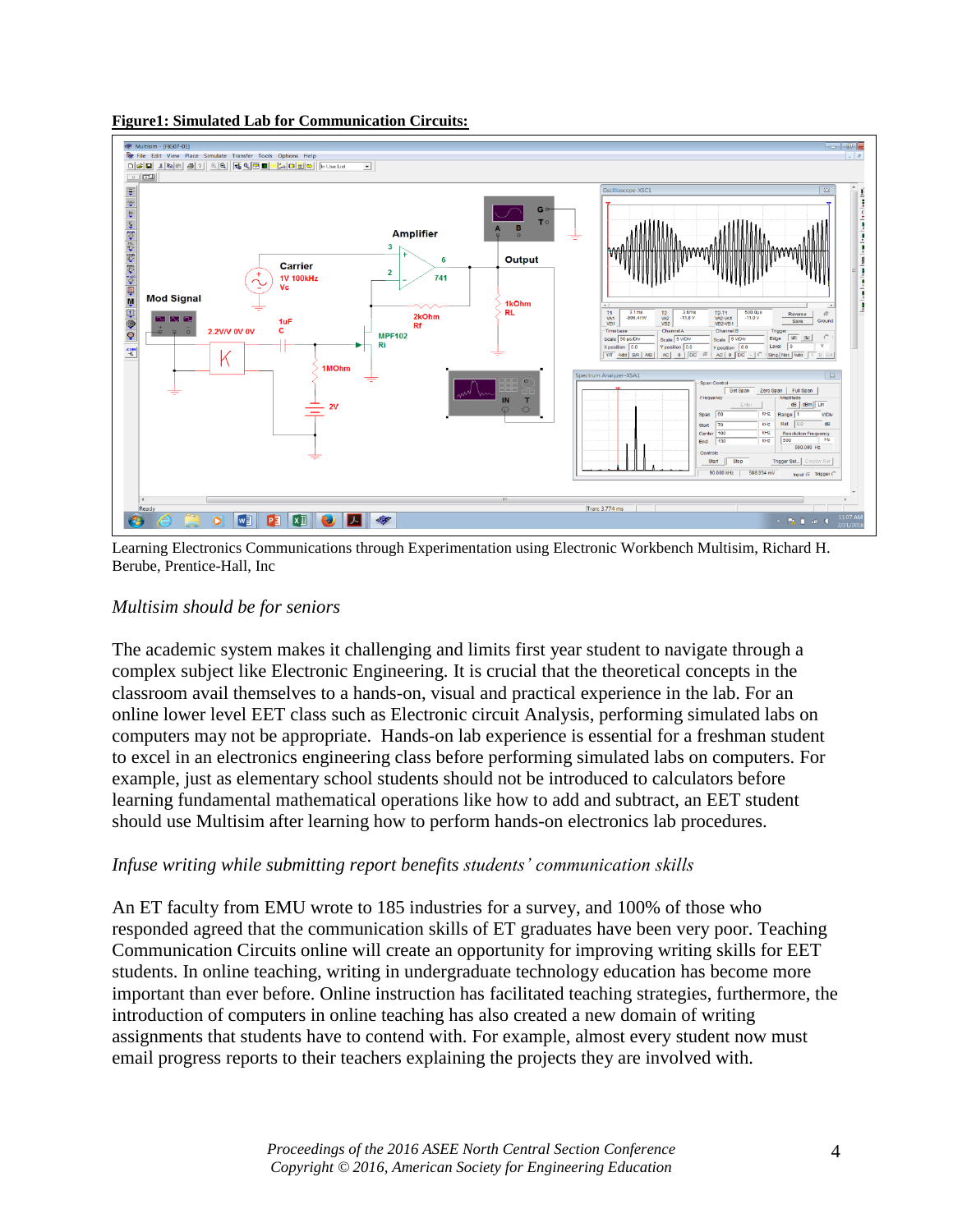**Figure1: Simulated Lab for Communication Circuits:**

Learning Electronics Communications through Experimentation using Electronic Workbench Multisim, Richard H. Berube, Prentice-Hall, Inc

*Multisim should be for seniors*

The academic system makes it challenging and limits first year student to navigate through a complex subject like Electronic Engineering. It is crucial that the theoretical concepts in the classroom avail themselves to a hands-on, visual and practical experience in the lab. For an online lower level EET class such as Electronic circuit Analysis, performing simulated labs on computers may not be appropriate. Hands-on lab experience is essential for a freshman student to excel in an electronics engineering class before performing simulated labs on computers. For example, just as elementary school students should not be introduced to calculators before learning fundamental mathematical operations like how to add and subtract, an EET student should use Multisim after learning how to perform hands-on electronics lab procedures.

*Infuse writing while submitting report benefits students' communication skills*

An ET faculty from EMU wrote to 185 industries for a survey, and 100% of those who responded agreed that the communication skills of ET graduates have been very poor. Teaching Communication Circuits online will create an opportunity for improving writing skills for EET students. In online teaching, writing in undergraduate technology education has become more important than ever before. Online instruction has facilitated teaching strategies, furthermore, the introduction of computers in online teaching has also created a new domain of writing assignments that students have to contend with. For example, almost every student now must email progress reports to their teachers explaining the projects they are involved with.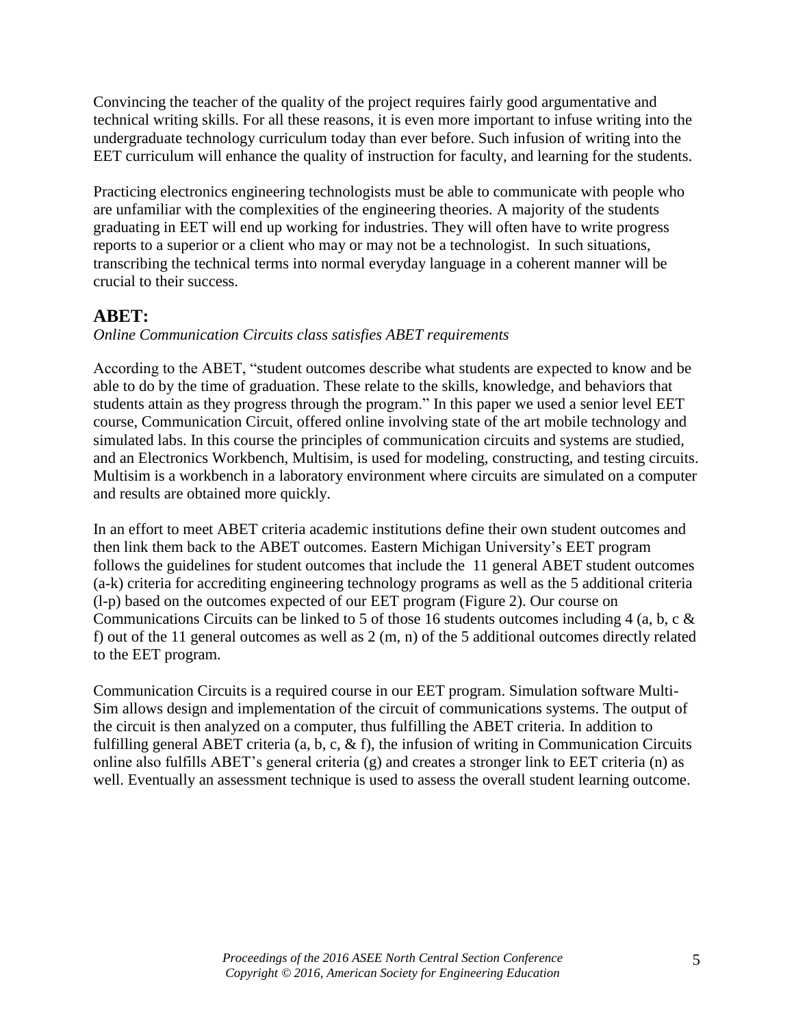Convincing the teacher of the quality of the project requires fairly good argumentative and technical writing skills. For all these reasons, it is even more important to infuse writing into the undergraduate technology curriculum today than ever before. Such infusion of writing into the EET curriculum will enhance the quality of instruction for faculty, and learning for the students.

Practicing electronics engineering technologists must be able to communicate with people who are unfamiliar with the complexities of the engineering theories. A majority of the students graduating in EET will end up working for industries. They will often have to write progress reports to a superior or a client who may or may not be a technologist. In such situations, transcribing the technical terms into normal everyday language in a coherent manner will be crucial to their success.

## ABET:

*Online Communication Circuits class satisfies ABET requirements*

According to the ABET, "student outcomes describe what students are expected to know and be able to do by the time of graduation. These relate to the skills, knowledge, and behaviors that students attain as they progress through the program." In this paper we used a senior level EET course, Communication Circuit, offered online involving state of the art mobile technology and simulated labs. In this course the principles of communication circuits and systems are studied, and an Electronics Workbench, Multisim, is used for modeling, constructing, and testing circuits. Multisim is a workbench in a laboratory environment where circuits are simulated on a computer and results are obtained more quickly.

In an effort to meet ABET criteria academic institutions define their own student outcomes and then link them back to the ABET outcomes. Eastern Michigan University's EET program follows the guidelines for student outcomes that include the 11 general ABET student outcomes (a-k) criteria for accrediting engineering technology programs as well as the 5 additional criteria (l-p) based on the outcomes expected of our EET program (Figure 2). Our course on Communications Circuits can be linked to 5 of those 16 students outcomes including 4 (a, b, c & f) out of the 11 general outcomes as well as 2 (m, n) of the 5 additional outcomes directly related to the EET program.

Communication Circuits is a required course in our EET program. Simulation software Multi-Sim allows design and implementation of the circuit of communications systems. The output of the circuit is then analyzed on a computer, thus fulfilling the ABET criteria. In addition to fulfilling general ABET criteria (a, b, c, & f), the infusion of writing in Communication Circuits online also fulfills ABET's general criteria (g) and creates a stronger link to EET criteria (n) as well. Eventually an assessment technique is used to assess the overall student learning outcome.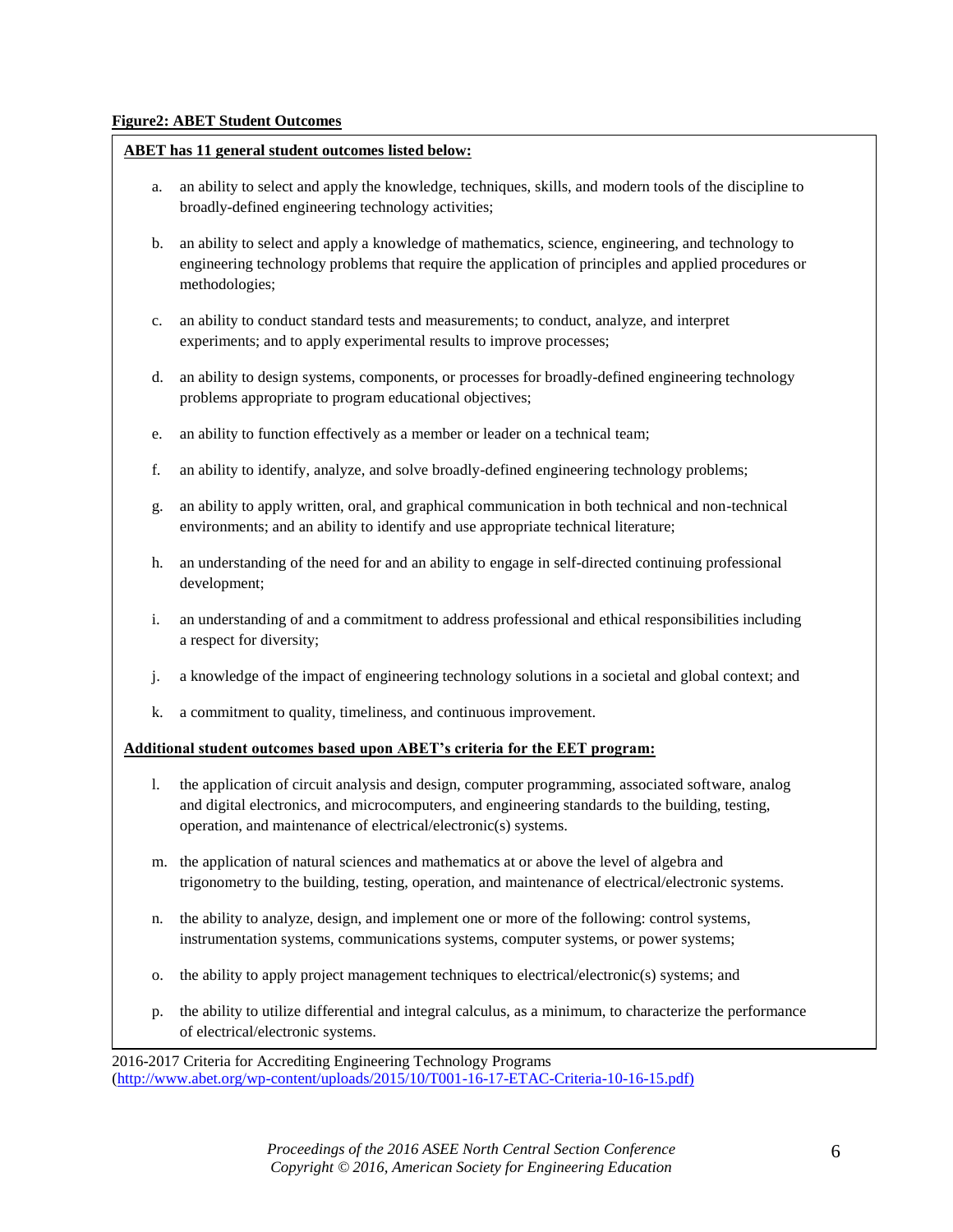**Figure2: ABET Student Outcomes**

**ABET has 11 general student outcomes listed below:**

a. an ability to select and apply the knowledge, techniques, skills, and modern tools of the discipline to broadly-defined engineering technology activities;

b. an ability to select and apply a knowledge of mathematics, science, engineering, and technology to engineering technology problems that require the application of principles and applied procedures or methodologies;

c. an ability to conduct standard tests and measurements; to conduct, analyze, and interpret experiments; and to apply experimental results to improve processes;

d. an ability to design systems, components, or processes for broadly-defined engineering technology problems appropriate to program educational objectives;

e. an ability to function effectively as a member or leader on a technical team;

f. an ability to identify, analyze, and solve broadly-defined engineering technology problems;

g. an ability to apply written, oral, and graphical communication in both technical and non-technical environments; and an ability to identify and use appropriate technical literature;

h. an understanding of the need for and an ability to engage in self-directed continuing professional development;

i. an understanding of and a commitment to address professional and ethical responsibilities including a respect for diversity;

j. a knowledge of the impact of engineering technology solutions in a societal and global context; and

k. a commitment to quality, timeliness, and continuous improvement.

**Additional student outcomes based upon ABET's criteria for the EET program:**

l. the application of circuit analysis and design, computer programming, associated software, analog and digital electronics, and microcomputers, and engineering standards to the building, testing, operation, and maintenance of electrical/electronic(s) systems.

m. the application of natural sciences and mathematics at or above the level of algebra and trigonometry to the building, testing, operation, and maintenance of electrical/electronic systems.

n. the ability to analyze, design, and implement one or more of the following: control systems, instrumentation systems, communications systems, computer systems, or power systems;

o. the ability to apply project management techniques to electrical/electronic(s) systems; and

p. the ability to utilize differential and integral calculus, as a minimum, to characterize the performance of electrical/electronic systems.

2016-2017 Criteria for Accrediting Engineering Technology Programs (http://www.abet.org/wp-content/uploads/2015/10/T001-16-17-ETAC-Criteria-10-16-15.pdf)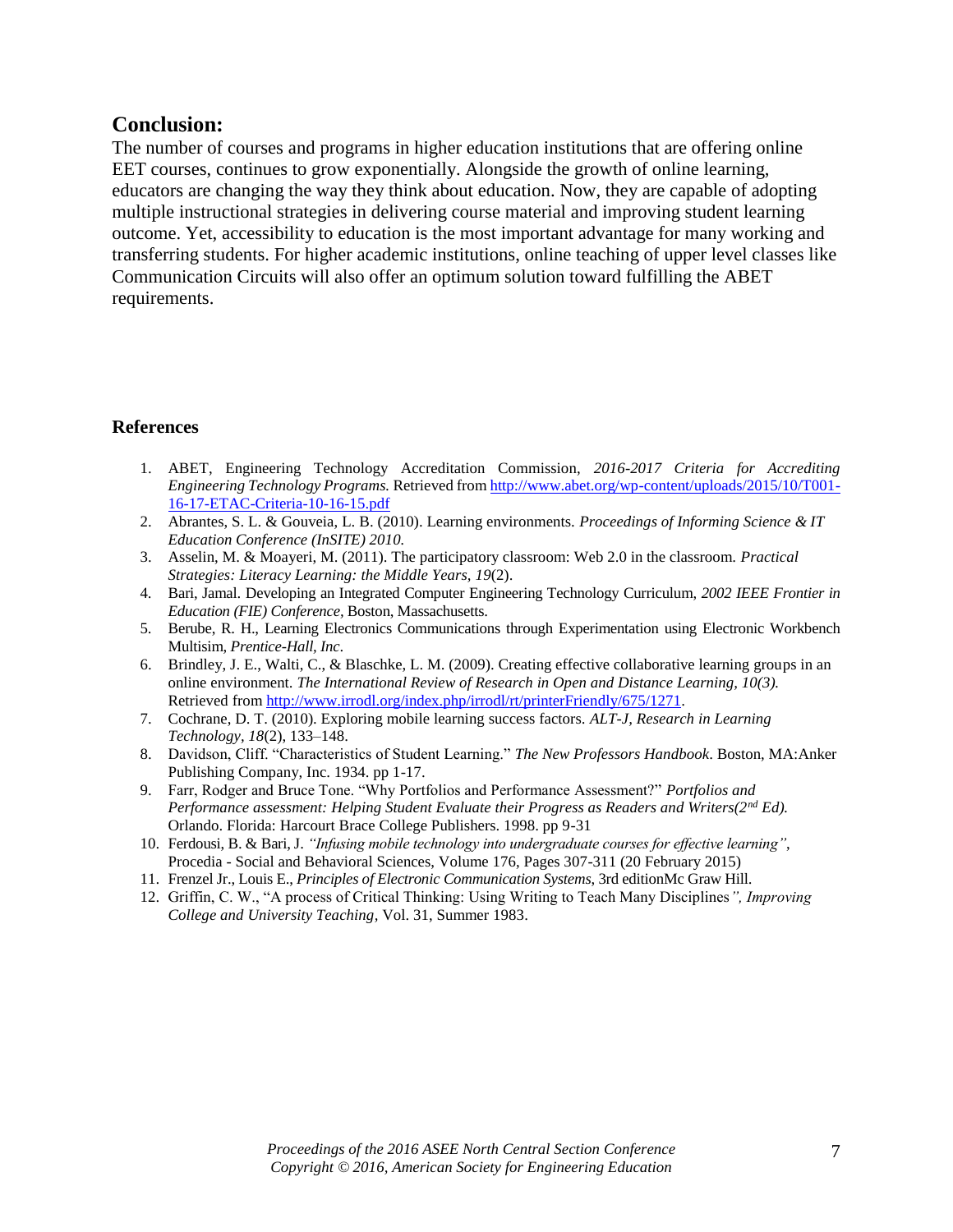## Conclusion:

The number of courses and programs in higher education institutions that are offering online EET courses, continues to grow exponentially. Alongside the growth of online learning, educators are changing the way they think about education. Now, they are capable of adopting multiple instructional strategies in delivering course material and improving student learning outcome. Yet, accessibility to education is the most important advantage for many working and transferring students. For higher academic institutions, online teaching of upper level classes like Communication Circuits will also offer an optimum solution toward fulfilling the ABET requirements.

## References

1. ABET, Engineering Technology Accreditation Commission, *2016-2017 Criteria for Accrediting Engineering Technology Programs.* Retrieved from http://www.abet.org/wp-content/uploads/2015/10/T001-16-17-ETAC-Criteria-10-16-15.pdf
2. Abrantes, S. L. & Gouveia, L. B. (2010). Learning environments. *Proceedings of Informing Science & IT Education Conference (InSITE) 2010.*
3. Asselin, M. & Moayeri, M. (2011). The participatory classroom: Web 2.0 in the classroom. *Practical Strategies: Literacy Learning: the Middle Years, 19*(2).
4. Bari, Jamal. Developing an Integrated Computer Engineering Technology Curriculum, *2002 IEEE Frontier in Education (FIE) Conference,* Boston, Massachusetts.
5. Berube, R. H., Learning Electronics Communications through Experimentation using Electronic Workbench Multisim, *Prentice-Hall, Inc*.
6. Brindley, J. E., Walti, C., & Blaschke, L. M. (2009). Creating effective collaborative learning groups in an online environment. *The International Review of Research in Open and Distance Learning, 10(3).* Retrieved from http://www.irrodl.org/index.php/irrodl/rt/printerFriendly/675/1271.
7. Cochrane, D. T. (2010). Exploring mobile learning success factors. *ALT-J, Research in Learning Technology, 18*(2), 133–148.
8. Davidson, Cliff. "Characteristics of Student Learning." *The New Professors Handbook*. Boston, MA:Anker Publishing Company, Inc. 1934. pp 1-17.
9. Farr, Rodger and Bruce Tone. "Why Portfolios and Performance Assessment?" *Portfolios and Performance assessment: Helping Student Evaluate their Progress as Readers and Writers(2nd Ed).* Orlando. Florida: Harcourt Brace College Publishers. 1998. pp 9-31
10. Ferdousi, B. & Bari, J. *"Infusing mobile technology into undergraduate courses for effective learning"*, Procedia - Social and Behavioral Sciences, Volume 176, Pages 307-311 (20 February 2015)
11. Frenzel Jr., Louis E., *Principles of Electronic Communication Systems,* 3rd editionMc Graw Hill.
12. Griffin, C. W., "A process of Critical Thinking: Using Writing to Teach Many Disciplines*", Improving College and University Teaching,* Vol. 31, Summer 1983.